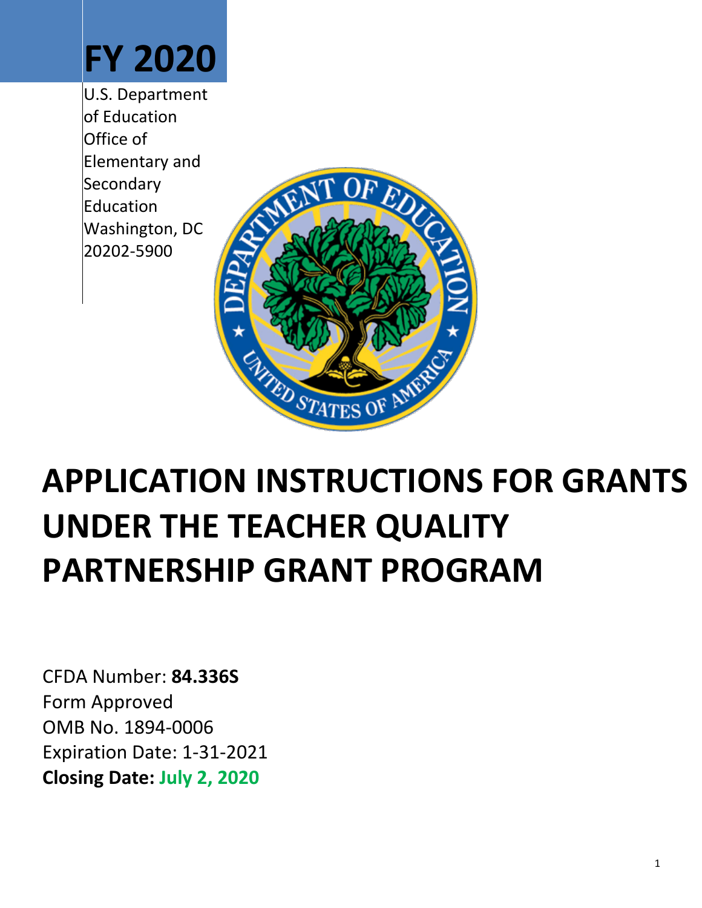# FY 2020

U.S. Department of Education
Office of Elementary and Secondary Education
Washington, DC 20202-5900

# APPLICATION INSTRUCTIONS FOR GRANTS UNDER THE TEACHER QUALITY PARTNERSHIP GRANT PROGRAM

CFDA Number: **84.336S**
Form Approved
OMB No. 1894-0006
Expiration Date: 1-31-2021
**Closing Date: July 2, 2020**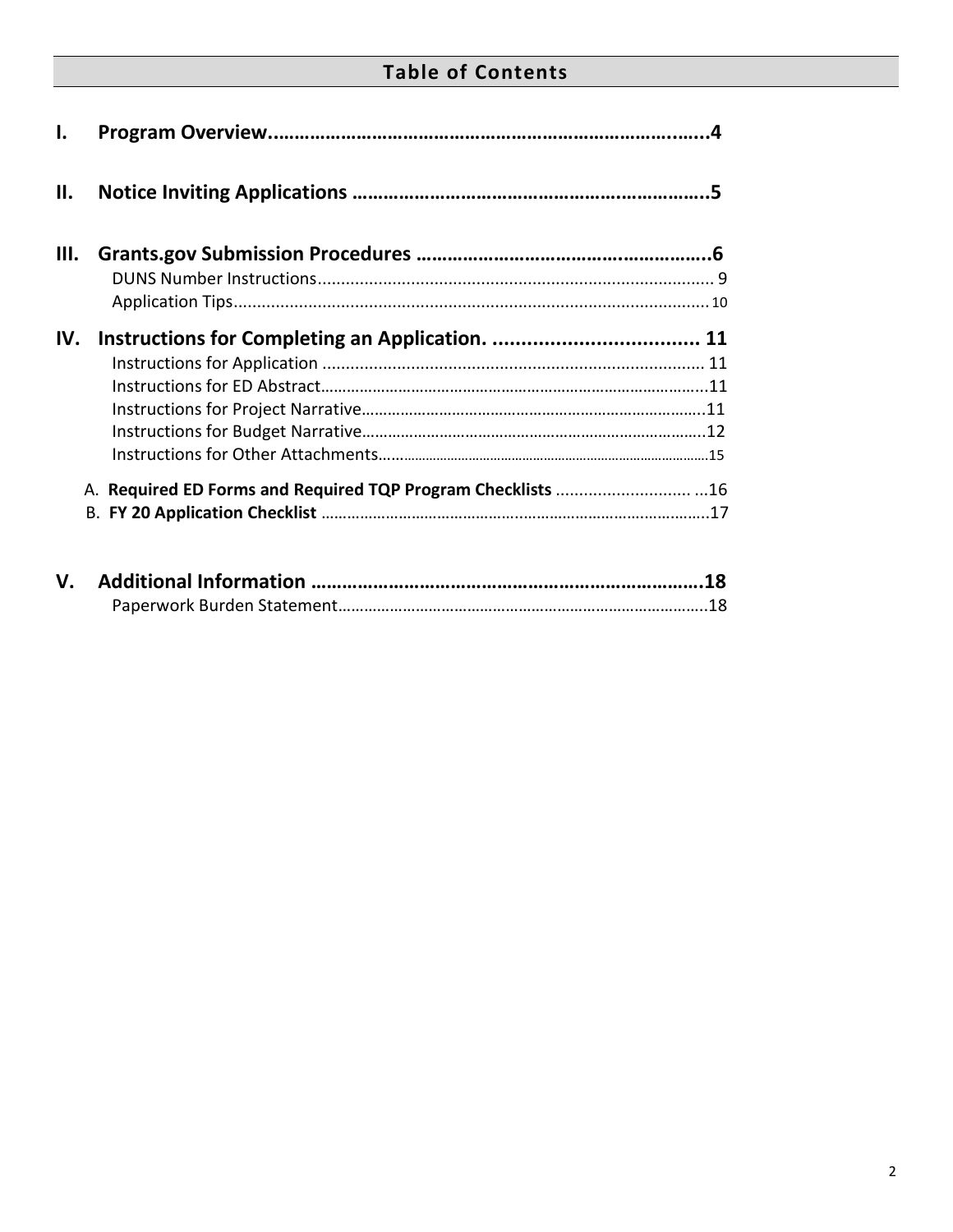## Table of Contents

**I. Program Overview....................................................................................4**

**II. Notice Inviting Applications ....................................................................5**

**III. Grants.gov Submission Procedures ........................................................6**

DUNS Number Instructions.................................................................................... 9

Application Tips..................................................................................................... 10

**IV. Instructions for Completing an Application. ..................................... 11**

Instructions for Application .................................................................................. 11

Instructions for ED Abstract....................................................................................11

Instructions for Project Narrative............................................................................11

Instructions for Budget Narrative............................................................................12

Instructions for Other Attachments........................................................................15

A. **Required ED Forms and Required TQP Program Checklists** ............................. ...16

B. **FY 20 Application Checklist** ......................................................................................17

**V. Additional Information .........................................................................18**

Paperwork Burden Statement................................................................................18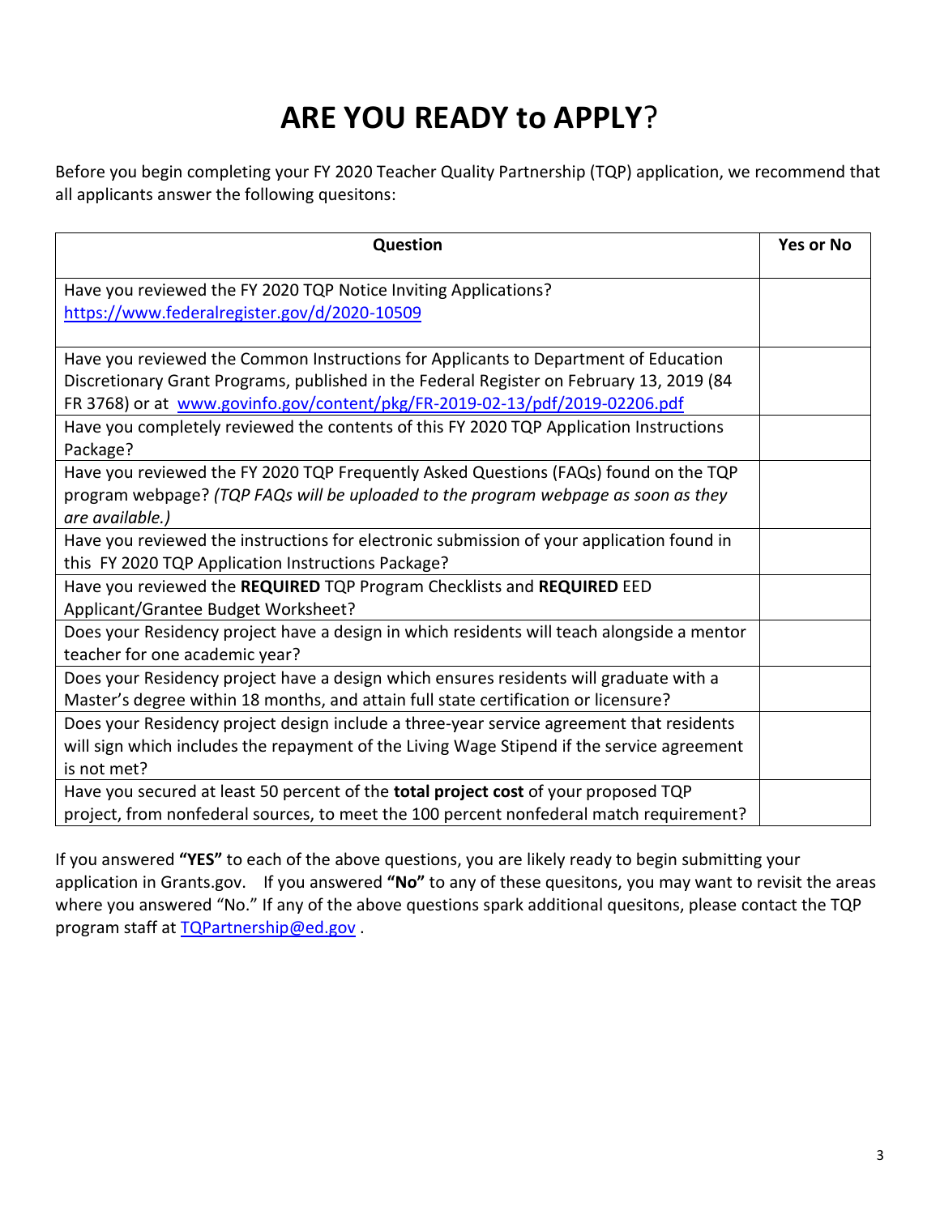# **ARE YOU READY to APPLY**?

Before you begin completing your FY 2020 Teacher Quality Partnership (TQP) application, we recommend that all applicants answer the following quesitons:

| **Question** | **Yes or No** |
|---|---|
| Have you reviewed the FY 2020 TQP Notice Inviting Applications? [https://www.federalregister.gov/d/2020-10509](https://www.federalregister.gov/d/2020-10509) | |
| Have you reviewed the Common Instructions for Applicants to Department of Education Discretionary Grant Programs, published in the Federal Register on February 13, 2019 (84 FR 3768) or at [www.govinfo.gov/content/pkg/FR-2019-02-13/pdf/2019-02206.pdf](www.govinfo.gov/content/pkg/FR-2019-02-13/pdf/2019-02206.pdf) | |
| Have you completely reviewed the contents of this FY 2020 TQP Application Instructions Package? | |
| Have you reviewed the FY 2020 TQP Frequently Asked Questions (FAQs) found on the TQP program webpage? *(TQP FAQs will be uploaded to the program webpage as soon as they are available.)* | |
| Have you reviewed the instructions for electronic submission of your application found in this FY 2020 TQP Application Instructions Package? | |
| Have you reviewed the **REQUIRED** TQP Program Checklists and **REQUIRED** EED Applicant/Grantee Budget Worksheet? | |
| Does your Residency project have a design in which residents will teach alongside a mentor teacher for one academic year? | |
| Does your Residency project have a design which ensures residents will graduate with a Master's degree within 18 months, and attain full state certification or licensure? | |
| Does your Residency project design include a three-year service agreement that residents will sign which includes the repayment of the Living Wage Stipend if the service agreement is not met? | |
| Have you secured at least 50 percent of the **total project cost** of your proposed TQP project, from nonfederal sources, to meet the 100 percent nonfederal match requirement? | |

If you answered **"YES"** to each of the above questions, you are likely ready to begin submitting your application in Grants.gov. If you answered **"No"** to any of these quesitons, you may want to revisit the areas where you answered "No." If any of the above questions spark additional quesitons, please contact the TQP program staff at [TQPartnership@ed.gov](mailto:TQPartnership@ed.gov) .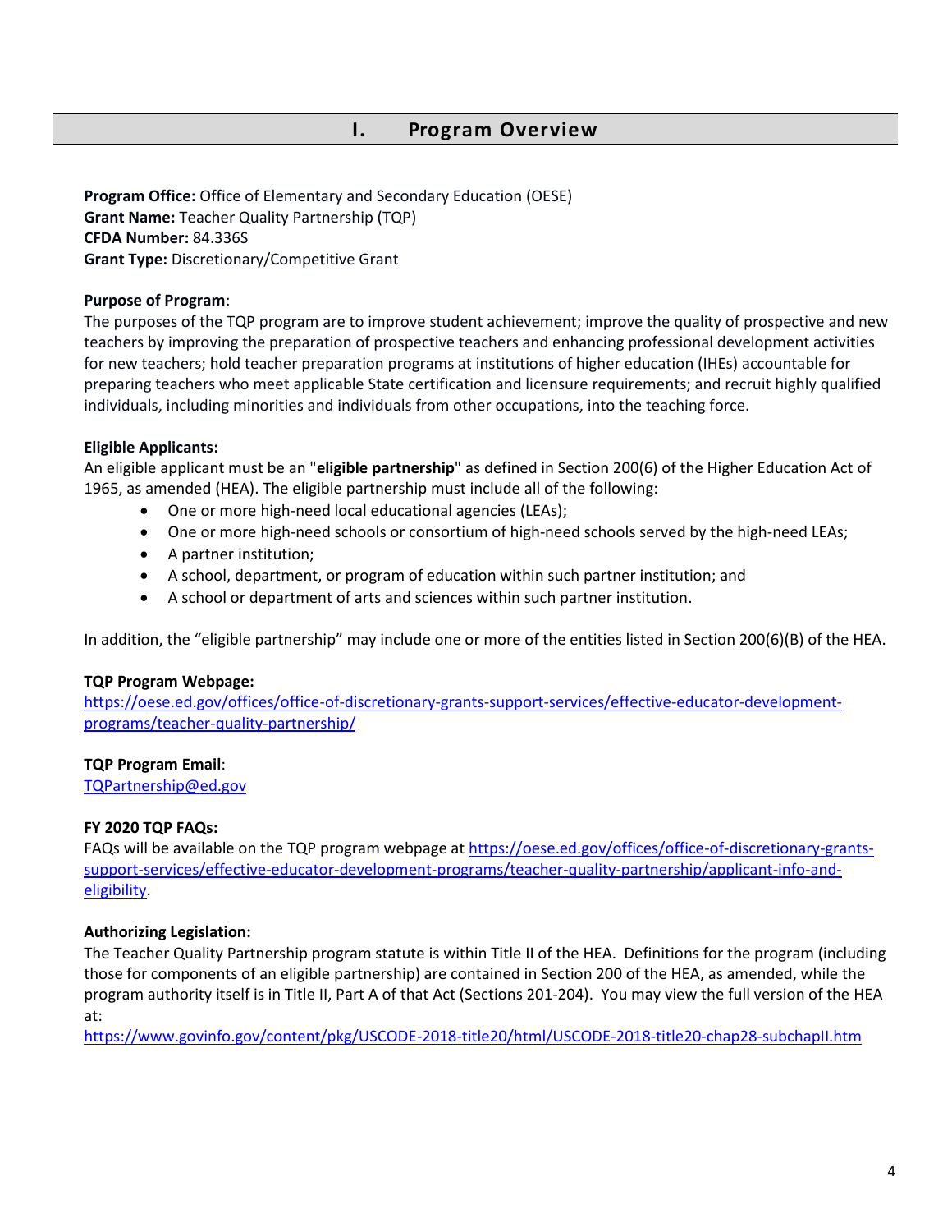# I. Program Overview

**Program Office:** Office of Elementary and Secondary Education (OESE)
**Grant Name:** Teacher Quality Partnership (TQP)
**CFDA Number:** 84.336S
**Grant Type:** Discretionary/Competitive Grant

**Purpose of Program**:
The purposes of the TQP program are to improve student achievement; improve the quality of prospective and new teachers by improving the preparation of prospective teachers and enhancing professional development activities for new teachers; hold teacher preparation programs at institutions of higher education (IHEs) accountable for preparing teachers who meet applicable State certification and licensure requirements; and recruit highly qualified individuals, including minorities and individuals from other occupations, into the teaching force.

**Eligible Applicants:**
An eligible applicant must be an "**eligible partnership**" as defined in Section 200(6) of the Higher Education Act of 1965, as amended (HEA). The eligible partnership must include all of the following:

- One or more high-need local educational agencies (LEAs);
- One or more high-need schools or consortium of high-need schools served by the high-need LEAs;
- A partner institution;
- A school, department, or program of education within such partner institution; and
- A school or department of arts and sciences within such partner institution.

In addition, the "eligible partnership" may include one or more of the entities listed in Section 200(6)(B) of the HEA.

**TQP Program Webpage:**
https://oese.ed.gov/offices/office-of-discretionary-grants-support-services/effective-educator-development-programs/teacher-quality-partnership/

**TQP Program Email**:
TQPartnership@ed.gov

**FY 2020 TQP FAQs:**
FAQs will be available on the TQP program webpage at https://oese.ed.gov/offices/office-of-discretionary-grants-support-services/effective-educator-development-programs/teacher-quality-partnership/applicant-info-and-eligibility.

**Authorizing Legislation:**
The Teacher Quality Partnership program statute is within Title II of the HEA. Definitions for the program (including those for components of an eligible partnership) are contained in Section 200 of the HEA, as amended, while the program authority itself is in Title II, Part A of that Act (Sections 201-204). You may view the full version of the HEA at:
https://www.govinfo.gov/content/pkg/USCODE-2018-title20/html/USCODE-2018-title20-chap28-subchapII.htm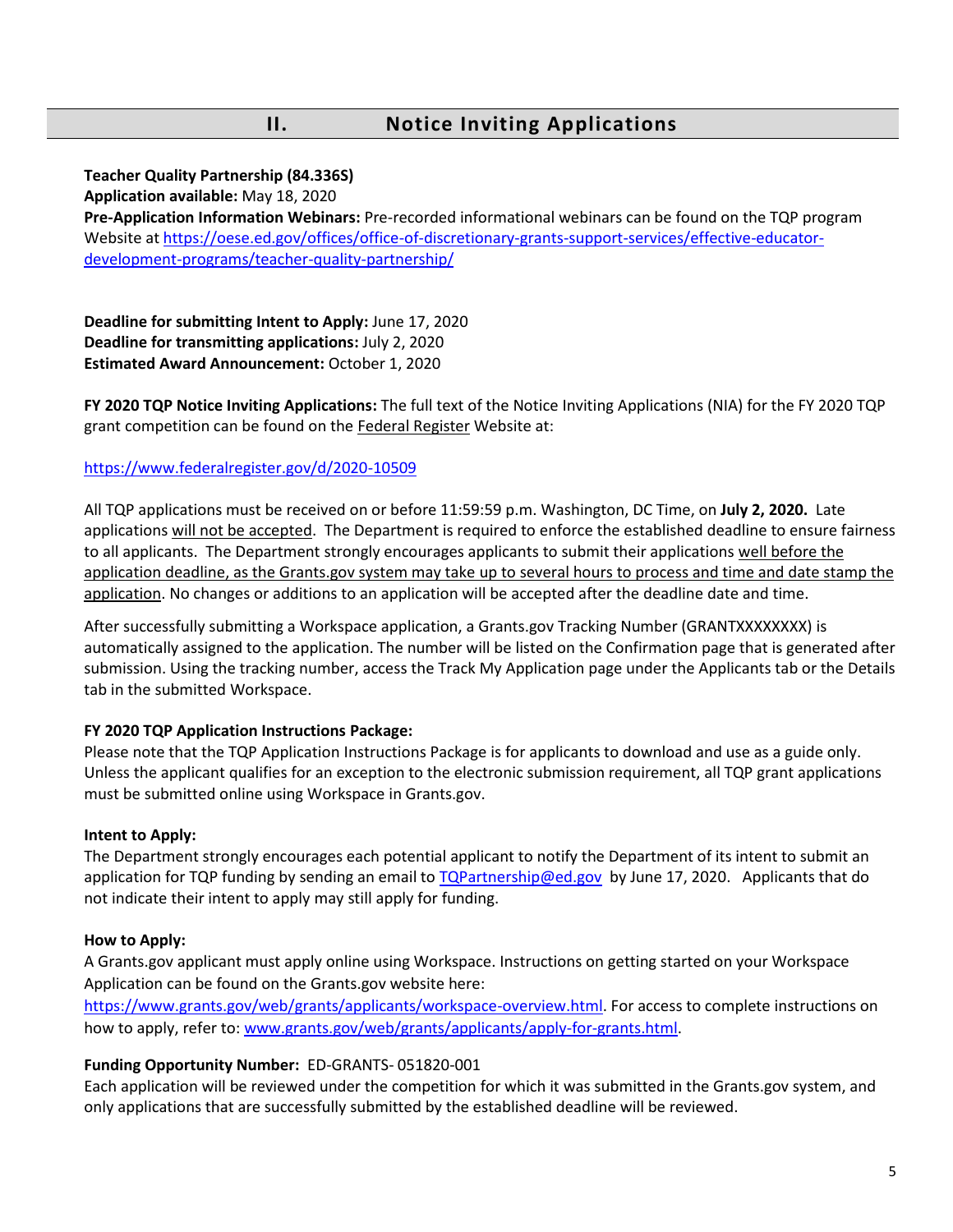## II. Notice Inviting Applications

**Teacher Quality Partnership (84.336S)**
**Application available:** May 18, 2020
**Pre-Application Information Webinars:** Pre-recorded informational webinars can be found on the TQP program Website at https://oese.ed.gov/offices/office-of-discretionary-grants-support-services/effective-educator-development-programs/teacher-quality-partnership/

**Deadline for submitting Intent to Apply:** June 17, 2020
**Deadline for transmitting applications:** July 2, 2020
**Estimated Award Announcement:** October 1, 2020

**FY 2020 TQP Notice Inviting Applications:** The full text of the Notice Inviting Applications (NIA) for the FY 2020 TQP grant competition can be found on the Federal Register Website at:

https://www.federalregister.gov/d/2020-10509

All TQP applications must be received on or before 11:59:59 p.m. Washington, DC Time, on **July 2, 2020.** Late applications will not be accepted. The Department is required to enforce the established deadline to ensure fairness to all applicants. The Department strongly encourages applicants to submit their applications well before the application deadline, as the Grants.gov system may take up to several hours to process and time and date stamp the application. No changes or additions to an application will be accepted after the deadline date and time.

After successfully submitting a Workspace application, a Grants.gov Tracking Number (GRANTXXXXXXXX) is automatically assigned to the application. The number will be listed on the Confirmation page that is generated after submission. Using the tracking number, access the Track My Application page under the Applicants tab or the Details tab in the submitted Workspace.

**FY 2020 TQP Application Instructions Package:**
Please note that the TQP Application Instructions Package is for applicants to download and use as a guide only. Unless the applicant qualifies for an exception to the electronic submission requirement, all TQP grant applications must be submitted online using Workspace in Grants.gov.

**Intent to Apply:**
The Department strongly encourages each potential applicant to notify the Department of its intent to submit an application for TQP funding by sending an email to TQPartnership@ed.gov by June 17, 2020. Applicants that do not indicate their intent to apply may still apply for funding.

**How to Apply:**
A Grants.gov applicant must apply online using Workspace. Instructions on getting started on your Workspace Application can be found on the Grants.gov website here:
https://www.grants.gov/web/grants/applicants/workspace-overview.html. For access to complete instructions on how to apply, refer to: www.grants.gov/web/grants/applicants/apply-for-grants.html.

**Funding Opportunity Number:** ED-GRANTS- 051820-001
Each application will be reviewed under the competition for which it was submitted in the Grants.gov system, and only applications that are successfully submitted by the established deadline will be reviewed.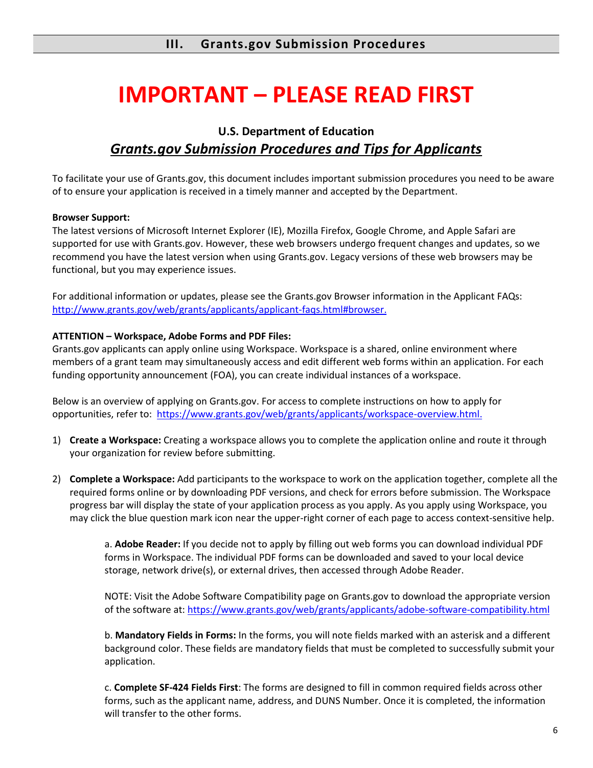# III. Grants.gov Submission Procedures

# IMPORTANT – PLEASE READ FIRST

### U.S. Department of Education

## ***Grants.gov Submission Procedures and Tips for Applicants***

To facilitate your use of Grants.gov, this document includes important submission procedures you need to be aware of to ensure your application is received in a timely manner and accepted by the Department.

**Browser Support:**
The latest versions of Microsoft Internet Explorer (IE), Mozilla Firefox, Google Chrome, and Apple Safari are supported for use with Grants.gov. However, these web browsers undergo frequent changes and updates, so we recommend you have the latest version when using Grants.gov. Legacy versions of these web browsers may be functional, but you may experience issues.

For additional information or updates, please see the Grants.gov Browser information in the Applicant FAQs: http://www.grants.gov/web/grants/applicants/applicant-faqs.html#browser.

**ATTENTION – Workspace, Adobe Forms and PDF Files:**
Grants.gov applicants can apply online using Workspace. Workspace is a shared, online environment where members of a grant team may simultaneously access and edit different web forms within an application. For each funding opportunity announcement (FOA), you can create individual instances of a workspace.

Below is an overview of applying on Grants.gov. For access to complete instructions on how to apply for opportunities, refer to: https://www.grants.gov/web/grants/applicants/workspace-overview.html.

1) **Create a Workspace:** Creating a workspace allows you to complete the application online and route it through your organization for review before submitting.

2) **Complete a Workspace:** Add participants to the workspace to work on the application together, complete all the required forms online or by downloading PDF versions, and check for errors before submission. The Workspace progress bar will display the state of your application process as you apply. As you apply using Workspace, you may click the blue question mark icon near the upper-right corner of each page to access context-sensitive help.

    a. **Adobe Reader:** If you decide not to apply by filling out web forms you can download individual PDF forms in Workspace. The individual PDF forms can be downloaded and saved to your local device storage, network drive(s), or external drives, then accessed through Adobe Reader.

    NOTE: Visit the Adobe Software Compatibility page on Grants.gov to download the appropriate version of the software at: https://www.grants.gov/web/grants/applicants/adobe-software-compatibility.html

    b. **Mandatory Fields in Forms:** In the forms, you will note fields marked with an asterisk and a different background color. These fields are mandatory fields that must be completed to successfully submit your application.

    c. **Complete SF-424 Fields First**: The forms are designed to fill in common required fields across other forms, such as the applicant name, address, and DUNS Number. Once it is completed, the information will transfer to the other forms.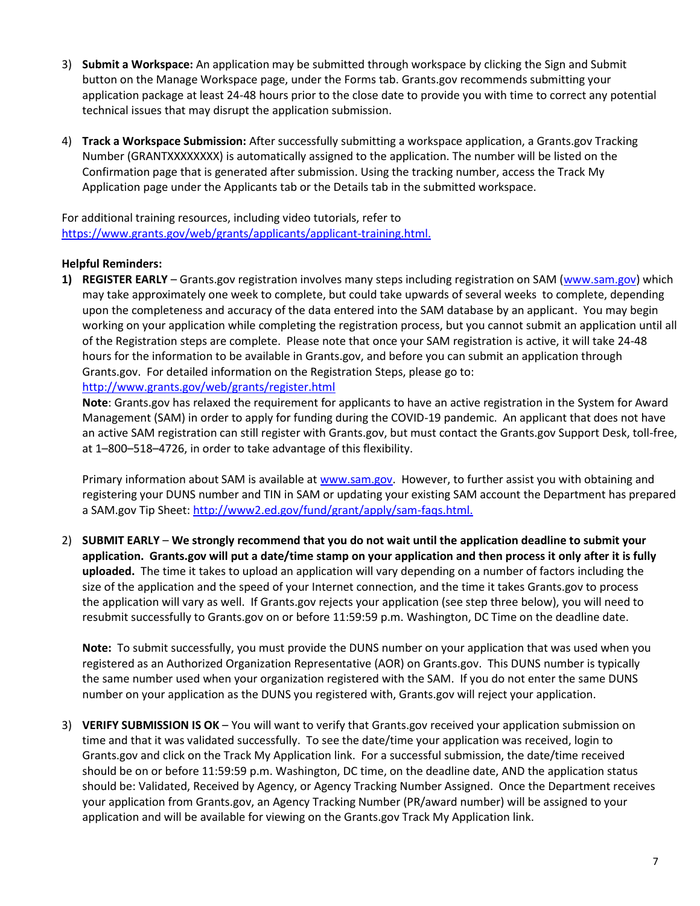3) **Submit a Workspace:** An application may be submitted through workspace by clicking the Sign and Submit button on the Manage Workspace page, under the Forms tab. Grants.gov recommends submitting your application package at least 24-48 hours prior to the close date to provide you with time to correct any potential technical issues that may disrupt the application submission.

4) **Track a Workspace Submission:** After successfully submitting a workspace application, a Grants.gov Tracking Number (GRANTXXXXXXXX) is automatically assigned to the application. The number will be listed on the Confirmation page that is generated after submission. Using the tracking number, access the Track My Application page under the Applicants tab or the Details tab in the submitted workspace.

For additional training resources, including video tutorials, refer to https://www.grants.gov/web/grants/applicants/applicant-training.html.

**Helpful Reminders:**

**1) REGISTER EARLY** – Grants.gov registration involves many steps including registration on SAM (www.sam.gov) which may take approximately one week to complete, but could take upwards of several weeks to complete, depending upon the completeness and accuracy of the data entered into the SAM database by an applicant. You may begin working on your application while completing the registration process, but you cannot submit an application until all of the Registration steps are complete. Please note that once your SAM registration is active, it will take 24-48 hours for the information to be available in Grants.gov, and before you can submit an application through Grants.gov. For detailed information on the Registration Steps, please go to: http://www.grants.gov/web/grants/register.html

   **Note**: Grants.gov has relaxed the requirement for applicants to have an active registration in the System for Award Management (SAM) in order to apply for funding during the COVID-19 pandemic. An applicant that does not have an active SAM registration can still register with Grants.gov, but must contact the Grants.gov Support Desk, toll-free, at 1–800–518–4726, in order to take advantage of this flexibility.

   Primary information about SAM is available at www.sam.gov. However, to further assist you with obtaining and registering your DUNS number and TIN in SAM or updating your existing SAM account the Department has prepared a SAM.gov Tip Sheet: http://www2.ed.gov/fund/grant/apply/sam-faqs.html.

2) **SUBMIT EARLY** – **We strongly recommend that you do not wait until the application deadline to submit your application. Grants.gov will put a date/time stamp on your application and then process it only after it is fully uploaded.** The time it takes to upload an application will vary depending on a number of factors including the size of the application and the speed of your Internet connection, and the time it takes Grants.gov to process the application will vary as well. If Grants.gov rejects your application (see step three below), you will need to resubmit successfully to Grants.gov on or before 11:59:59 p.m. Washington, DC Time on the deadline date.

   **Note:** To submit successfully, you must provide the DUNS number on your application that was used when you registered as an Authorized Organization Representative (AOR) on Grants.gov. This DUNS number is typically the same number used when your organization registered with the SAM. If you do not enter the same DUNS number on your application as the DUNS you registered with, Grants.gov will reject your application.

3) **VERIFY SUBMISSION IS OK** – You will want to verify that Grants.gov received your application submission on time and that it was validated successfully. To see the date/time your application was received, login to Grants.gov and click on the Track My Application link. For a successful submission, the date/time received should be on or before 11:59:59 p.m. Washington, DC time, on the deadline date, AND the application status should be: Validated, Received by Agency, or Agency Tracking Number Assigned. Once the Department receives your application from Grants.gov, an Agency Tracking Number (PR/award number) will be assigned to your application and will be available for viewing on the Grants.gov Track My Application link.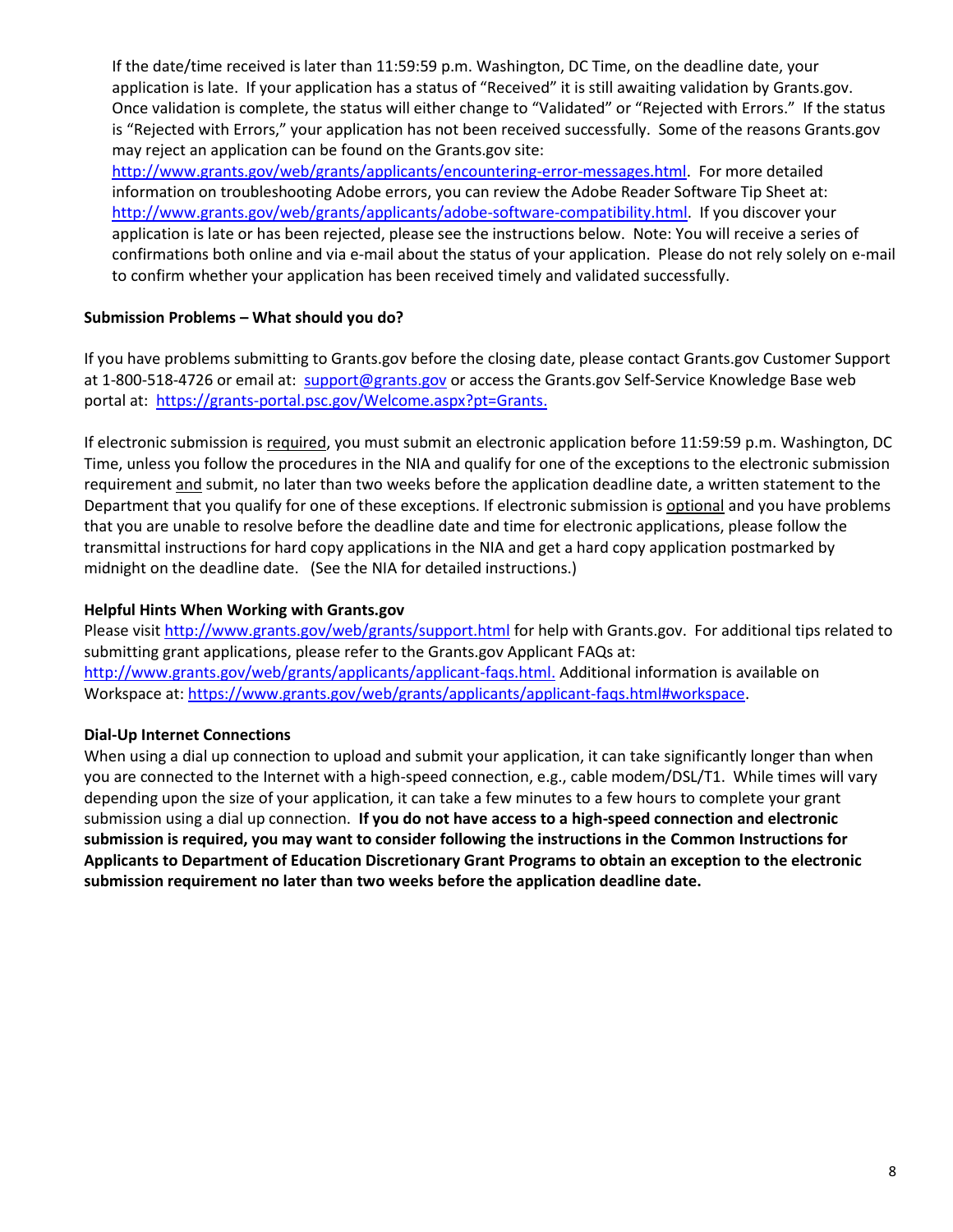If the date/time received is later than 11:59:59 p.m. Washington, DC Time, on the deadline date, your application is late. If your application has a status of "Received" it is still awaiting validation by Grants.gov. Once validation is complete, the status will either change to "Validated" or "Rejected with Errors." If the status is "Rejected with Errors," your application has not been received successfully. Some of the reasons Grants.gov may reject an application can be found on the Grants.gov site: [http://www.grants.gov/web/grants/applicants/encountering-error-messages.html](http://www.grants.gov/web/grants/applicants/encountering-error-messages.html). For more detailed information on troubleshooting Adobe errors, you can review the Adobe Reader Software Tip Sheet at: [http://www.grants.gov/web/grants/applicants/adobe-software-compatibility.html](http://www.grants.gov/web/grants/applicants/adobe-software-compatibility.html). If you discover your application is late or has been rejected, please see the instructions below. Note: You will receive a series of confirmations both online and via e-mail about the status of your application. Please do not rely solely on e-mail to confirm whether your application has been received timely and validated successfully.

**Submission Problems – What should you do?**

If you have problems submitting to Grants.gov before the closing date, please contact Grants.gov Customer Support at 1-800-518-4726 or email at: [support@grants.gov](mailto:support@grants.gov) or access the Grants.gov Self-Service Knowledge Base web portal at: [https://grants-portal.psc.gov/Welcome.aspx?pt=Grants.](https://grants-portal.psc.gov/Welcome.aspx?pt=Grants)

If electronic submission is <u>required</u>, you must submit an electronic application before 11:59:59 p.m. Washington, DC Time, unless you follow the procedures in the NIA and qualify for one of the exceptions to the electronic submission requirement <u>and</u> submit, no later than two weeks before the application deadline date, a written statement to the Department that you qualify for one of these exceptions. If electronic submission is <u>optional</u> and you have problems that you are unable to resolve before the deadline date and time for electronic applications, please follow the transmittal instructions for hard copy applications in the NIA and get a hard copy application postmarked by midnight on the deadline date. (See the NIA for detailed instructions.)

**Helpful Hints When Working with Grants.gov**

Please visit [http://www.grants.gov/web/grants/support.html](http://www.grants.gov/web/grants/support.html) for help with Grants.gov. For additional tips related to submitting grant applications, please refer to the Grants.gov Applicant FAQs at: [http://www.grants.gov/web/grants/applicants/applicant-faqs.html.](http://www.grants.gov/web/grants/applicants/applicant-faqs.html) Additional information is available on Workspace at: [https://www.grants.gov/web/grants/applicants/applicant-faqs.html#workspace](https://www.grants.gov/web/grants/applicants/applicant-faqs.html#workspace).

**Dial-Up Internet Connections**

When using a dial up connection to upload and submit your application, it can take significantly longer than when you are connected to the Internet with a high-speed connection, e.g., cable modem/DSL/T1. While times will vary depending upon the size of your application, it can take a few minutes to a few hours to complete your grant submission using a dial up connection. **If you do not have access to a high-speed connection and electronic submission is required, you may want to consider following the instructions in the Common Instructions for Applicants to Department of Education Discretionary Grant Programs to obtain an exception to the electronic submission requirement no later than two weeks before the application deadline date.**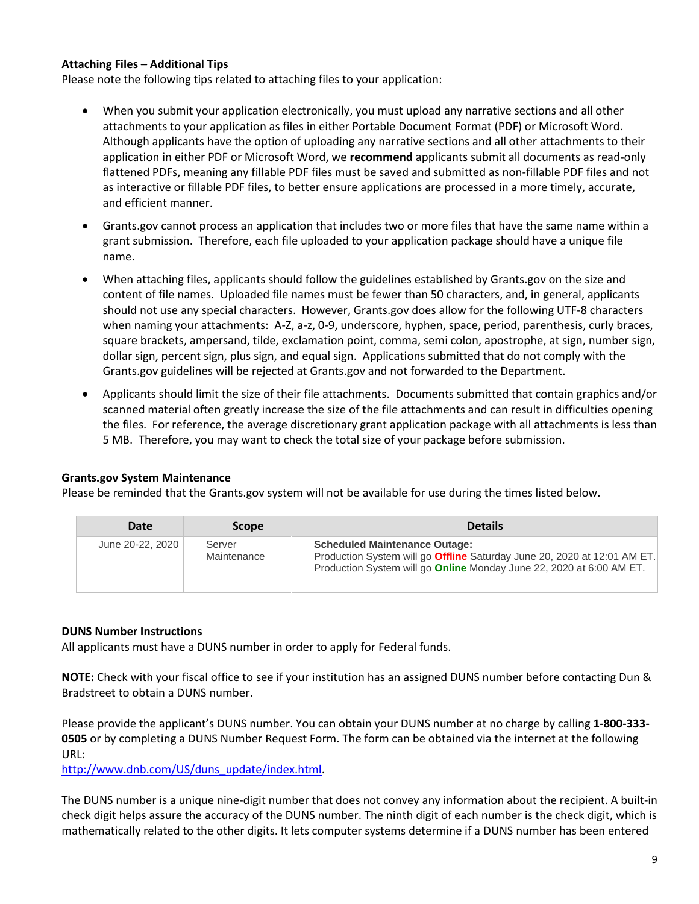**Attaching Files – Additional Tips**
Please note the following tips related to attaching files to your application:

- When you submit your application electronically, you must upload any narrative sections and all other attachments to your application as files in either Portable Document Format (PDF) or Microsoft Word. Although applicants have the option of uploading any narrative sections and all other attachments to their application in either PDF or Microsoft Word, we **recommend** applicants submit all documents as read-only flattened PDFs, meaning any fillable PDF files must be saved and submitted as non-fillable PDF files and not as interactive or fillable PDF files, to better ensure applications are processed in a more timely, accurate, and efficient manner.
- Grants.gov cannot process an application that includes two or more files that have the same name within a grant submission. Therefore, each file uploaded to your application package should have a unique file name.
- When attaching files, applicants should follow the guidelines established by Grants.gov on the size and content of file names. Uploaded file names must be fewer than 50 characters, and, in general, applicants should not use any special characters. However, Grants.gov does allow for the following UTF-8 characters when naming your attachments: A-Z, a-z, 0-9, underscore, hyphen, space, period, parenthesis, curly braces, square brackets, ampersand, tilde, exclamation point, comma, semi colon, apostrophe, at sign, number sign, dollar sign, percent sign, plus sign, and equal sign. Applications submitted that do not comply with the Grants.gov guidelines will be rejected at Grants.gov and not forwarded to the Department.
- Applicants should limit the size of their file attachments. Documents submitted that contain graphics and/or scanned material often greatly increase the size of the file attachments and can result in difficulties opening the files. For reference, the average discretionary grant application package with all attachments is less than 5 MB. Therefore, you may want to check the total size of your package before submission.

**Grants.gov System Maintenance**
Please be reminded that the Grants.gov system will not be available for use during the times listed below.

| Date | Scope | Details |
|---|---|---|
| June 20-22, 2020 | Server Maintenance | **Scheduled Maintenance Outage:** Production System will go **Offline** Saturday June 20, 2020 at 12:01 AM ET. Production System will go **Online** Monday June 22, 2020 at 6:00 AM ET. |

**DUNS Number Instructions**
All applicants must have a DUNS number in order to apply for Federal funds.

**NOTE:** Check with your fiscal office to see if your institution has an assigned DUNS number before contacting Dun & Bradstreet to obtain a DUNS number.

Please provide the applicant's DUNS number. You can obtain your DUNS number at no charge by calling **1-800-333-0505** or by completing a DUNS Number Request Form. The form can be obtained via the internet at the following URL:
http://www.dnb.com/US/duns_update/index.html.

The DUNS number is a unique nine-digit number that does not convey any information about the recipient. A built-in check digit helps assure the accuracy of the DUNS number. The ninth digit of each number is the check digit, which is mathematically related to the other digits. It lets computer systems determine if a DUNS number has been entered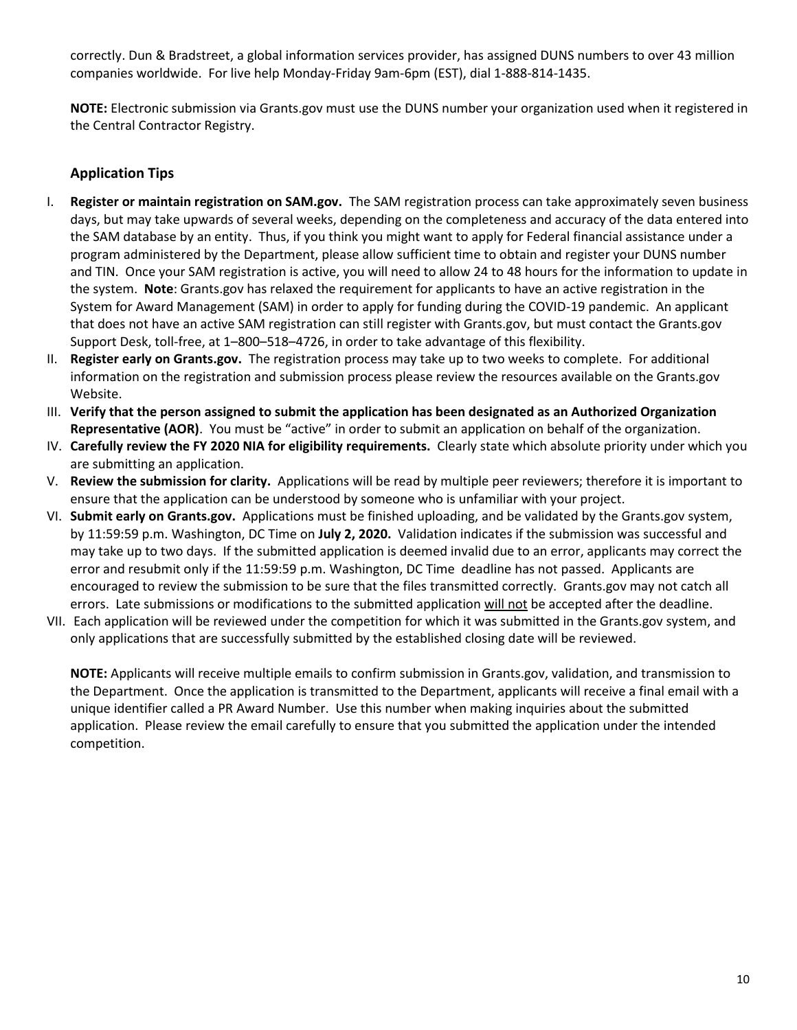correctly. Dun & Bradstreet, a global information services provider, has assigned DUNS numbers to over 43 million companies worldwide. For live help Monday-Friday 9am-6pm (EST), dial 1-888-814-1435.

**NOTE:** Electronic submission via Grants.gov must use the DUNS number your organization used when it registered in the Central Contractor Registry.

### Application Tips

I. **Register or maintain registration on SAM.gov.** The SAM registration process can take approximately seven business days, but may take upwards of several weeks, depending on the completeness and accuracy of the data entered into the SAM database by an entity. Thus, if you think you might want to apply for Federal financial assistance under a program administered by the Department, please allow sufficient time to obtain and register your DUNS number and TIN. Once your SAM registration is active, you will need to allow 24 to 48 hours for the information to update in the system. **Note**: Grants.gov has relaxed the requirement for applicants to have an active registration in the System for Award Management (SAM) in order to apply for funding during the COVID-19 pandemic. An applicant that does not have an active SAM registration can still register with Grants.gov, but must contact the Grants.gov Support Desk, toll-free, at 1–800–518–4726, in order to take advantage of this flexibility.

II. **Register early on Grants.gov.** The registration process may take up to two weeks to complete. For additional information on the registration and submission process please review the resources available on the Grants.gov Website.

III. **Verify that the person assigned to submit the application has been designated as an Authorized Organization Representative (AOR)**. You must be "active" in order to submit an application on behalf of the organization.

IV. **Carefully review the FY 2020 NIA for eligibility requirements.** Clearly state which absolute priority under which you are submitting an application.

V. **Review the submission for clarity.** Applications will be read by multiple peer reviewers; therefore it is important to ensure that the application can be understood by someone who is unfamiliar with your project.

VI. **Submit early on Grants.gov.** Applications must be finished uploading, and be validated by the Grants.gov system, by 11:59:59 p.m. Washington, DC Time on **July 2, 2020.** Validation indicates if the submission was successful and may take up to two days. If the submitted application is deemed invalid due to an error, applicants may correct the error and resubmit only if the 11:59:59 p.m. Washington, DC Time deadline has not passed. Applicants are encouraged to review the submission to be sure that the files transmitted correctly. Grants.gov may not catch all errors. Late submissions or modifications to the submitted application <u>will not</u> be accepted after the deadline.

VII. Each application will be reviewed under the competition for which it was submitted in the Grants.gov system, and only applications that are successfully submitted by the established closing date will be reviewed.

**NOTE:** Applicants will receive multiple emails to confirm submission in Grants.gov, validation, and transmission to the Department. Once the application is transmitted to the Department, applicants will receive a final email with a unique identifier called a PR Award Number. Use this number when making inquiries about the submitted application. Please review the email carefully to ensure that you submitted the application under the intended competition.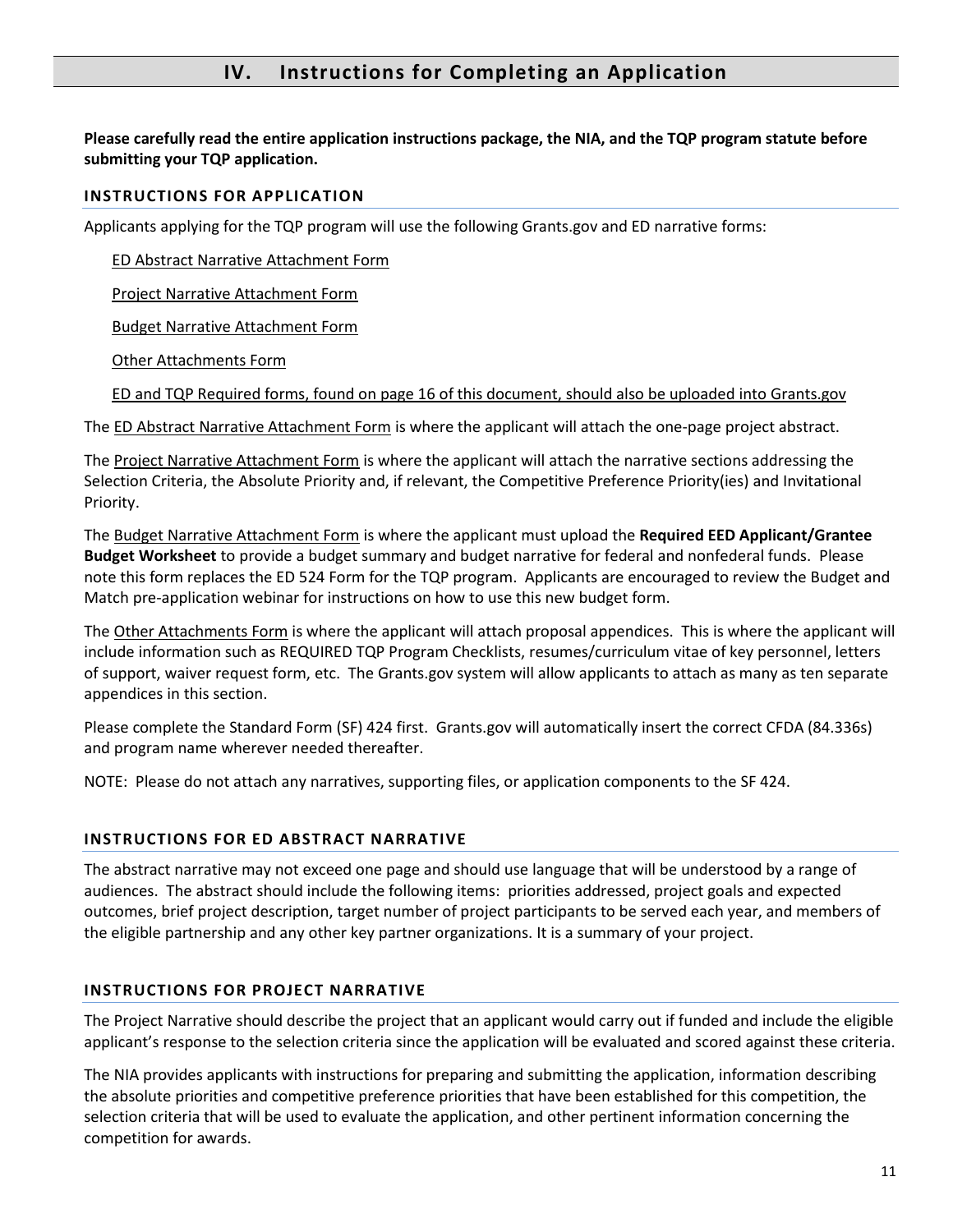# IV. Instructions for Completing an Application

**Please carefully read the entire application instructions package, the NIA, and the TQP program statute before submitting your TQP application.**

## INSTRUCTIONS FOR APPLICATION

Applicants applying for the TQP program will use the following Grants.gov and ED narrative forms:

- ED Abstract Narrative Attachment Form
- Project Narrative Attachment Form
- Budget Narrative Attachment Form
- Other Attachments Form
- ED and TQP Required forms, found on page 16 of this document, should also be uploaded into Grants.gov

The ED Abstract Narrative Attachment Form is where the applicant will attach the one-page project abstract.

The Project Narrative Attachment Form is where the applicant will attach the narrative sections addressing the Selection Criteria, the Absolute Priority and, if relevant, the Competitive Preference Priority(ies) and Invitational Priority.

The Budget Narrative Attachment Form is where the applicant must upload the **Required EED Applicant/Grantee Budget Worksheet** to provide a budget summary and budget narrative for federal and nonfederal funds. Please note this form replaces the ED 524 Form for the TQP program. Applicants are encouraged to review the Budget and Match pre-application webinar for instructions on how to use this new budget form.

The Other Attachments Form is where the applicant will attach proposal appendices. This is where the applicant will include information such as REQUIRED TQP Program Checklists, resumes/curriculum vitae of key personnel, letters of support, waiver request form, etc. The Grants.gov system will allow applicants to attach as many as ten separate appendices in this section.

Please complete the Standard Form (SF) 424 first. Grants.gov will automatically insert the correct CFDA (84.336s) and program name wherever needed thereafter.

NOTE: Please do not attach any narratives, supporting files, or application components to the SF 424.

## INSTRUCTIONS FOR ED ABSTRACT NARRATIVE

The abstract narrative may not exceed one page and should use language that will be understood by a range of audiences. The abstract should include the following items: priorities addressed, project goals and expected outcomes, brief project description, target number of project participants to be served each year, and members of the eligible partnership and any other key partner organizations. It is a summary of your project.

## INSTRUCTIONS FOR PROJECT NARRATIVE

The Project Narrative should describe the project that an applicant would carry out if funded and include the eligible applicant's response to the selection criteria since the application will be evaluated and scored against these criteria.

The NIA provides applicants with instructions for preparing and submitting the application, information describing the absolute priorities and competitive preference priorities that have been established for this competition, the selection criteria that will be used to evaluate the application, and other pertinent information concerning the competition for awards.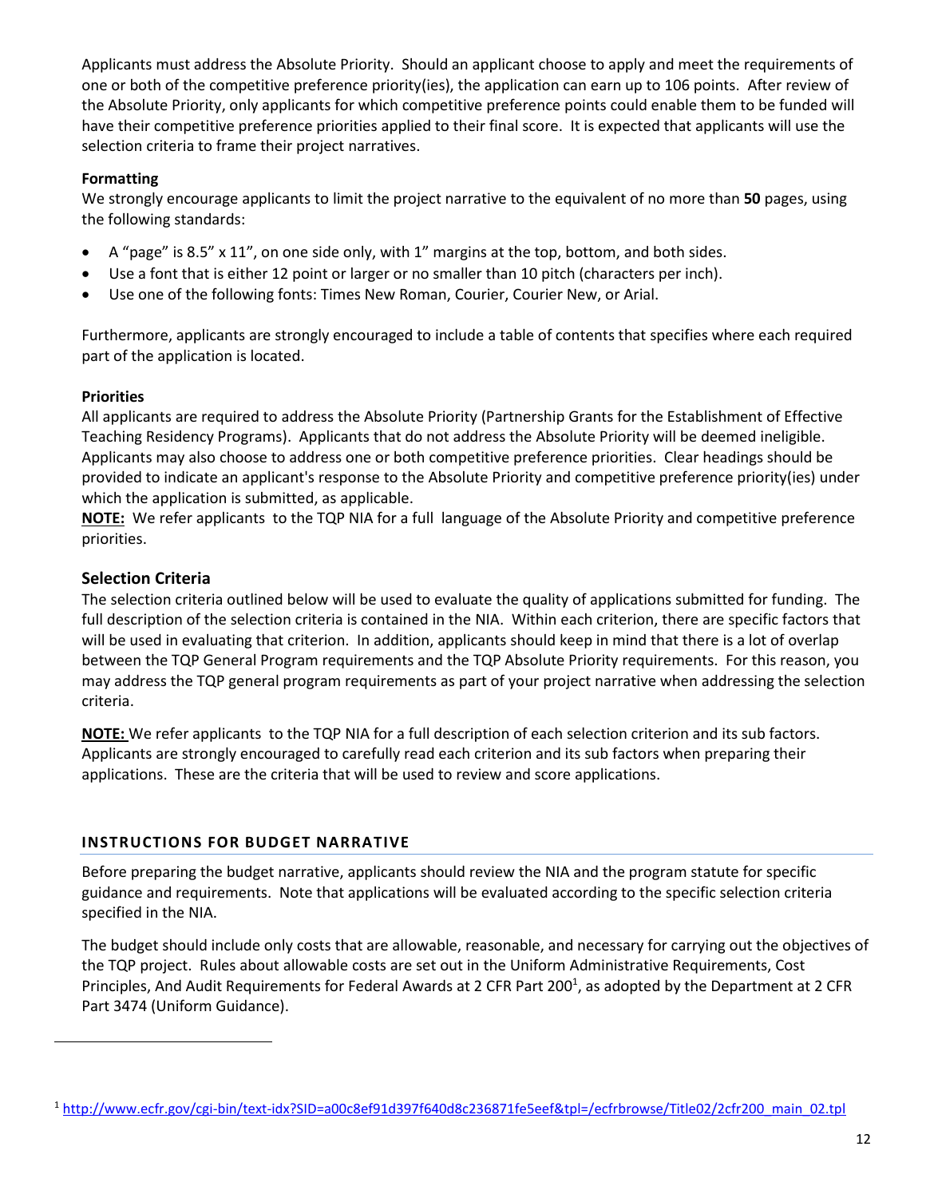Applicants must address the Absolute Priority. Should an applicant choose to apply and meet the requirements of one or both of the competitive preference priority(ies), the application can earn up to 106 points. After review of the Absolute Priority, only applicants for which competitive preference points could enable them to be funded will have their competitive preference priorities applied to their final score. It is expected that applicants will use the selection criteria to frame their project narratives.

**Formatting**

We strongly encourage applicants to limit the project narrative to the equivalent of no more than **50** pages, using the following standards:

- A "page" is 8.5" x 11", on one side only, with 1" margins at the top, bottom, and both sides.
- Use a font that is either 12 point or larger or no smaller than 10 pitch (characters per inch).
- Use one of the following fonts: Times New Roman, Courier, Courier New, or Arial.

Furthermore, applicants are strongly encouraged to include a table of contents that specifies where each required part of the application is located.

**Priorities**

All applicants are required to address the Absolute Priority (Partnership Grants for the Establishment of Effective Teaching Residency Programs). Applicants that do not address the Absolute Priority will be deemed ineligible. Applicants may also choose to address one or both competitive preference priorities. Clear headings should be provided to indicate an applicant's response to the Absolute Priority and competitive preference priority(ies) under which the application is submitted, as applicable.

**NOTE:** We refer applicants to the TQP NIA for a full language of the Absolute Priority and competitive preference priorities.

### Selection Criteria

The selection criteria outlined below will be used to evaluate the quality of applications submitted for funding. The full description of the selection criteria is contained in the NIA. Within each criterion, there are specific factors that will be used in evaluating that criterion. In addition, applicants should keep in mind that there is a lot of overlap between the TQP General Program requirements and the TQP Absolute Priority requirements. For this reason, you may address the TQP general program requirements as part of your project narrative when addressing the selection criteria.

**NOTE:** We refer applicants to the TQP NIA for a full description of each selection criterion and its sub factors. Applicants are strongly encouraged to carefully read each criterion and its sub factors when preparing their applications. These are the criteria that will be used to review and score applications.

## INSTRUCTIONS FOR BUDGET NARRATIVE

Before preparing the budget narrative, applicants should review the NIA and the program statute for specific guidance and requirements. Note that applications will be evaluated according to the specific selection criteria specified in the NIA.

The budget should include only costs that are allowable, reasonable, and necessary for carrying out the objectives of the TQP project. Rules about allowable costs are set out in the Uniform Administrative Requirements, Cost Principles, And Audit Requirements for Federal Awards at 2 CFR Part 200[1], as adopted by the Department at 2 CFR Part 3474 (Uniform Guidance).

---

[1] http://www.ecfr.gov/cgi-bin/text-idx?SID=a00c8ef91d397f640d8c236871fe5eef&tpl=/ecfrbrowse/Title02/2cfr200_main_02.tpl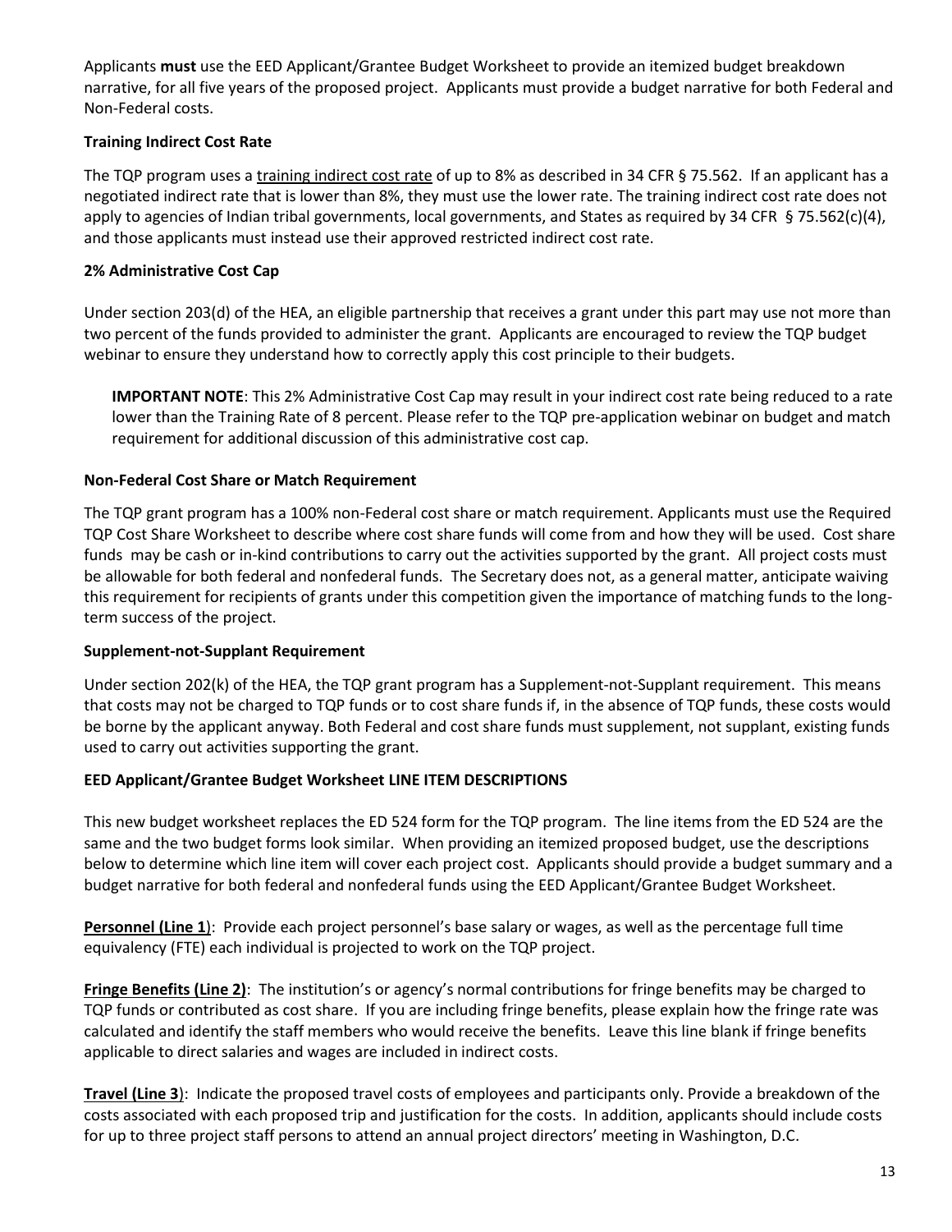Applicants **must** use the EED Applicant/Grantee Budget Worksheet to provide an itemized budget breakdown narrative, for all five years of the proposed project. Applicants must provide a budget narrative for both Federal and Non-Federal costs.

**Training Indirect Cost Rate**

The TQP program uses a training indirect cost rate of up to 8% as described in 34 CFR § 75.562. If an applicant has a negotiated indirect rate that is lower than 8%, they must use the lower rate. The training indirect cost rate does not apply to agencies of Indian tribal governments, local governments, and States as required by 34 CFR § 75.562(c)(4), and those applicants must instead use their approved restricted indirect cost rate.

**2% Administrative Cost Cap**

Under section 203(d) of the HEA, an eligible partnership that receives a grant under this part may use not more than two percent of the funds provided to administer the grant. Applicants are encouraged to review the TQP budget webinar to ensure they understand how to correctly apply this cost principle to their budgets.

> **IMPORTANT NOTE**: This 2% Administrative Cost Cap may result in your indirect cost rate being reduced to a rate lower than the Training Rate of 8 percent. Please refer to the TQP pre-application webinar on budget and match requirement for additional discussion of this administrative cost cap.

**Non-Federal Cost Share or Match Requirement**

The TQP grant program has a 100% non-Federal cost share or match requirement. Applicants must use the Required TQP Cost Share Worksheet to describe where cost share funds will come from and how they will be used. Cost share funds may be cash or in-kind contributions to carry out the activities supported by the grant. All project costs must be allowable for both federal and nonfederal funds. The Secretary does not, as a general matter, anticipate waiving this requirement for recipients of grants under this competition given the importance of matching funds to the long-term success of the project.

**Supplement-not-Supplant Requirement**

Under section 202(k) of the HEA, the TQP grant program has a Supplement-not-Supplant requirement. This means that costs may not be charged to TQP funds or to cost share funds if, in the absence of TQP funds, these costs would be borne by the applicant anyway. Both Federal and cost share funds must supplement, not supplant, existing funds used to carry out activities supporting the grant.

**EED Applicant/Grantee Budget Worksheet LINE ITEM DESCRIPTIONS**

This new budget worksheet replaces the ED 524 form for the TQP program. The line items from the ED 524 are the same and the two budget forms look similar. When providing an itemized proposed budget, use the descriptions below to determine which line item will cover each project cost. Applicants should provide a budget summary and a budget narrative for both federal and nonfederal funds using the EED Applicant/Grantee Budget Worksheet.

**Personnel (Line 1)**: Provide each project personnel's base salary or wages, as well as the percentage full time equivalency (FTE) each individual is projected to work on the TQP project.

**Fringe Benefits (Line 2)**: The institution's or agency's normal contributions for fringe benefits may be charged to TQP funds or contributed as cost share. If you are including fringe benefits, please explain how the fringe rate was calculated and identify the staff members who would receive the benefits. Leave this line blank if fringe benefits applicable to direct salaries and wages are included in indirect costs.

**Travel (Line 3)**: Indicate the proposed travel costs of employees and participants only. Provide a breakdown of the costs associated with each proposed trip and justification for the costs. In addition, applicants should include costs for up to three project staff persons to attend an annual project directors' meeting in Washington, D.C.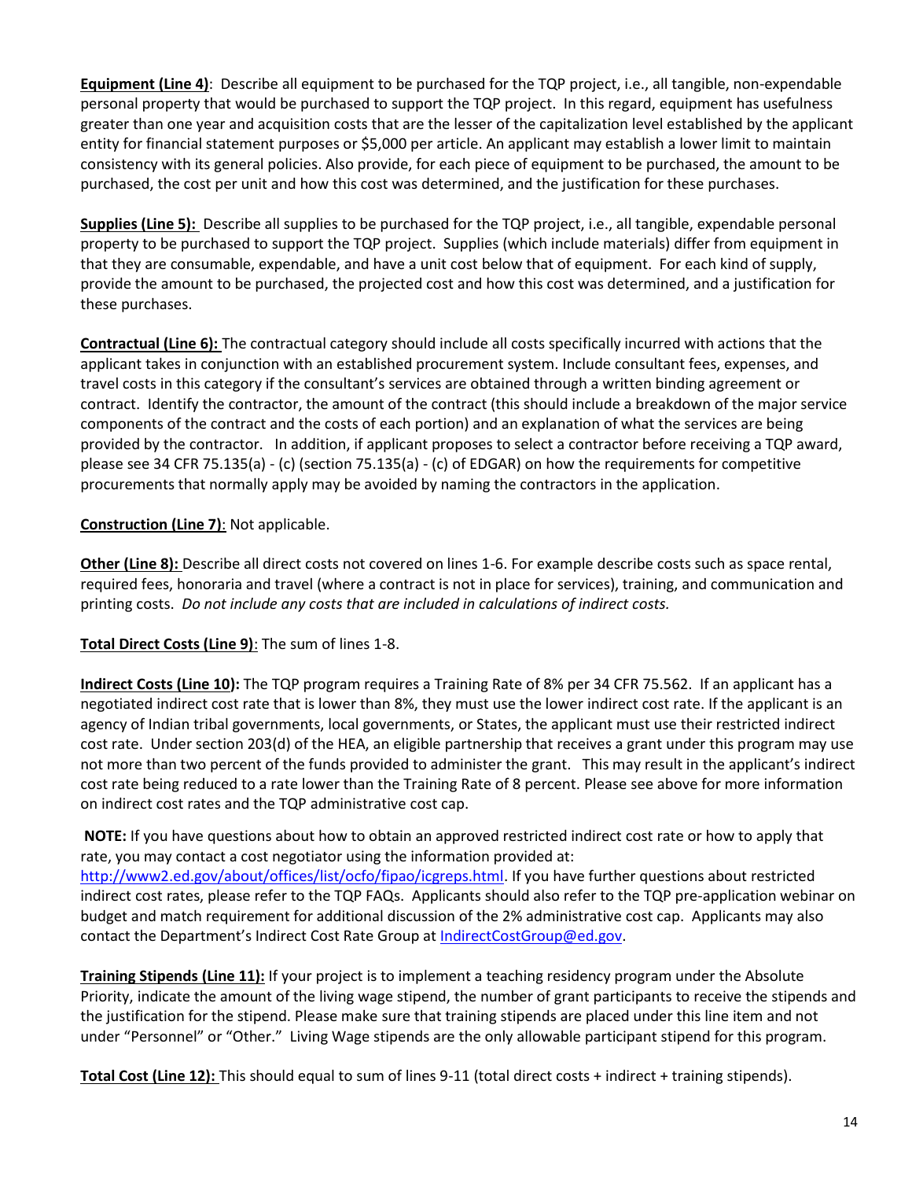**Equipment (Line 4)**: Describe all equipment to be purchased for the TQP project, i.e., all tangible, non-expendable personal property that would be purchased to support the TQP project. In this regard, equipment has usefulness greater than one year and acquisition costs that are the lesser of the capitalization level established by the applicant entity for financial statement purposes or $5,000 per article. An applicant may establish a lower limit to maintain consistency with its general policies. Also provide, for each piece of equipment to be purchased, the amount to be purchased, the cost per unit and how this cost was determined, and the justification for these purchases.

**Supplies (Line 5):** Describe all supplies to be purchased for the TQP project, i.e., all tangible, expendable personal property to be purchased to support the TQP project. Supplies (which include materials) differ from equipment in that they are consumable, expendable, and have a unit cost below that of equipment. For each kind of supply, provide the amount to be purchased, the projected cost and how this cost was determined, and a justification for these purchases.

**Contractual (Line 6):** The contractual category should include all costs specifically incurred with actions that the applicant takes in conjunction with an established procurement system. Include consultant fees, expenses, and travel costs in this category if the consultant's services are obtained through a written binding agreement or contract. Identify the contractor, the amount of the contract (this should include a breakdown of the major service components of the contract and the costs of each portion) and an explanation of what the services are being provided by the contractor. In addition, if applicant proposes to select a contractor before receiving a TQP award, please see 34 CFR 75.135(a) - (c) (section 75.135(a) - (c) of EDGAR) on how the requirements for competitive procurements that normally apply may be avoided by naming the contractors in the application.

**Construction (Line 7)**: Not applicable.

**Other (Line 8):** Describe all direct costs not covered on lines 1-6. For example describe costs such as space rental, required fees, honoraria and travel (where a contract is not in place for services), training, and communication and printing costs. *Do not include any costs that are included in calculations of indirect costs.*

**Total Direct Costs (Line 9)**: The sum of lines 1-8.

**Indirect Costs (Line 10):** The TQP program requires a Training Rate of 8% per 34 CFR 75.562. If an applicant has a negotiated indirect cost rate that is lower than 8%, they must use the lower indirect cost rate. If the applicant is an agency of Indian tribal governments, local governments, or States, the applicant must use their restricted indirect cost rate. Under section 203(d) of the HEA, an eligible partnership that receives a grant under this program may use not more than two percent of the funds provided to administer the grant. This may result in the applicant's indirect cost rate being reduced to a rate lower than the Training Rate of 8 percent. Please see above for more information on indirect cost rates and the TQP administrative cost cap.

**NOTE:** If you have questions about how to obtain an approved restricted indirect cost rate or how to apply that rate, you may contact a cost negotiator using the information provided at: http://www2.ed.gov/about/offices/list/ocfo/fipao/icgreps.html. If you have further questions about restricted indirect cost rates, please refer to the TQP FAQs. Applicants should also refer to the TQP pre-application webinar on budget and match requirement for additional discussion of the 2% administrative cost cap. Applicants may also contact the Department's Indirect Cost Rate Group at IndirectCostGroup@ed.gov.

**Training Stipends (Line 11):** If your project is to implement a teaching residency program under the Absolute Priority, indicate the amount of the living wage stipend, the number of grant participants to receive the stipends and the justification for the stipend. Please make sure that training stipends are placed under this line item and not under "Personnel" or "Other." Living Wage stipends are the only allowable participant stipend for this program.

**Total Cost (Line 12):** This should equal to sum of lines 9-11 (total direct costs + indirect + training stipends).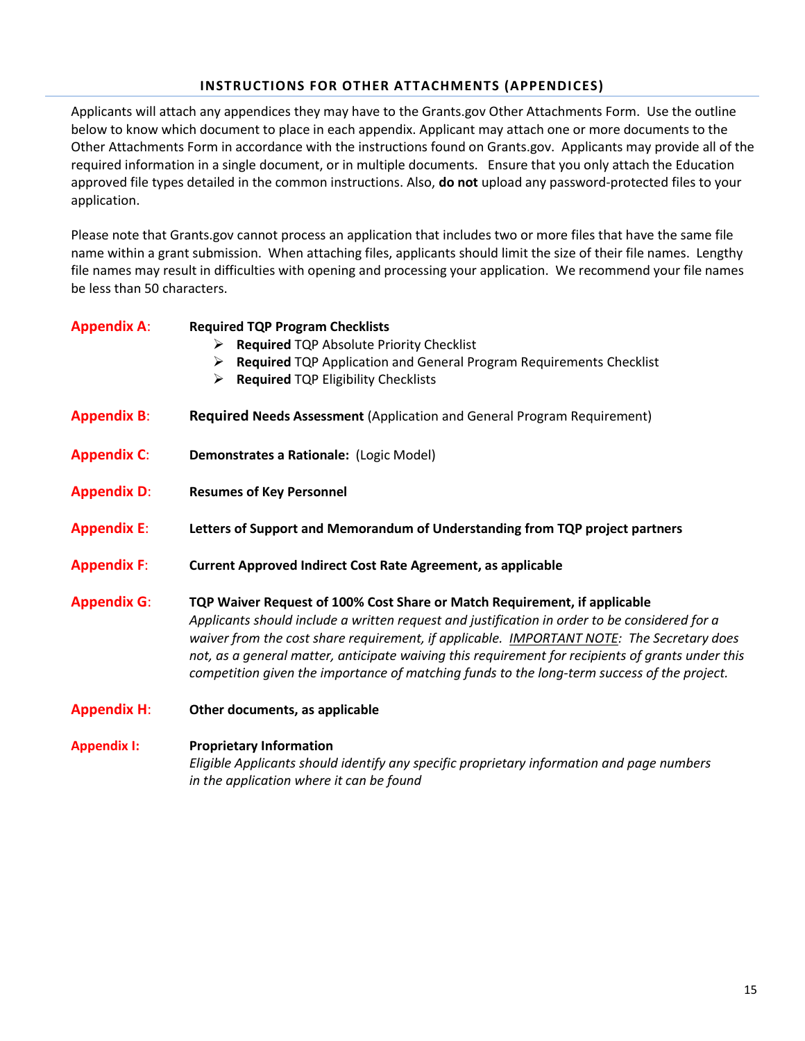## INSTRUCTIONS FOR OTHER ATTACHMENTS (APPENDICES)

Applicants will attach any appendices they may have to the Grants.gov Other Attachments Form. Use the outline below to know which document to place in each appendix. Applicant may attach one or more documents to the Other Attachments Form in accordance with the instructions found on Grants.gov. Applicants may provide all of the required information in a single document, or in multiple documents. Ensure that you only attach the Education approved file types detailed in the common instructions. Also, **do not** upload any password-protected files to your application.

Please note that Grants.gov cannot process an application that includes two or more files that have the same file name within a grant submission. When attaching files, applicants should limit the size of their file names. Lengthy file names may result in difficulties with opening and processing your application. We recommend your file names be less than 50 characters.

**Appendix A**: **Required TQP Program Checklists**

- **Required** TQP Absolute Priority Checklist
- **Required** TQP Application and General Program Requirements Checklist
- **Required** TQP Eligibility Checklists

**Appendix B**: **Required Needs Assessment** (Application and General Program Requirement)

**Appendix C**: **Demonstrates a Rationale:** (Logic Model)

**Appendix D**: **Resumes of Key Personnel**

**Appendix E**: **Letters of Support and Memorandum of Understanding from TQP project partners**

**Appendix F**: **Current Approved Indirect Cost Rate Agreement, as applicable**

**Appendix G**: **TQP Waiver Request of 100% Cost Share or Match Requirement, if applicable**
*Applicants should include a written request and justification in order to be considered for a waiver from the cost share requirement, if applicable. IMPORTANT NOTE: The Secretary does not, as a general matter, anticipate waiving this requirement for recipients of grants under this competition given the importance of matching funds to the long-term success of the project.*

**Appendix H**: **Other documents, as applicable**

**Appendix I:** **Proprietary Information**
*Eligible Applicants should identify any specific proprietary information and page numbers in the application where it can be found*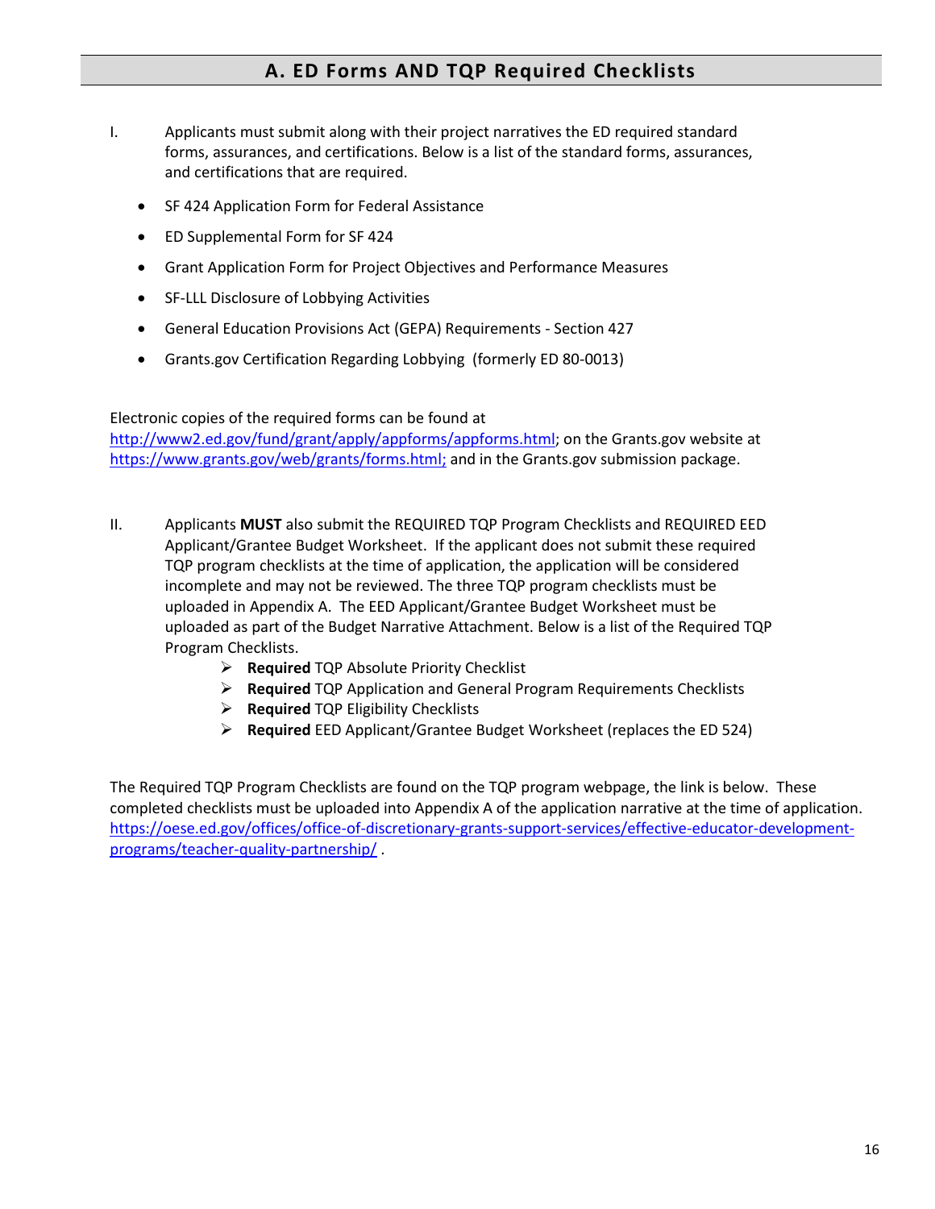## A. ED Forms AND TQP Required Checklists

I. Applicants must submit along with their project narratives the ED required standard forms, assurances, and certifications. Below is a list of the standard forms, assurances, and certifications that are required.

- SF 424 Application Form for Federal Assistance
- ED Supplemental Form for SF 424
- Grant Application Form for Project Objectives and Performance Measures
- SF-LLL Disclosure of Lobbying Activities
- General Education Provisions Act (GEPA) Requirements - Section 427
- Grants.gov Certification Regarding Lobbying (formerly ED 80-0013)

Electronic copies of the required forms can be found at [http://www2.ed.gov/fund/grant/apply/appforms/appforms.html](http://www2.ed.gov/fund/grant/apply/appforms/appforms.html); on the Grants.gov website at [https://www.grants.gov/web/grants/forms.html;](https://www.grants.gov/web/grants/forms.html) and in the Grants.gov submission package.

II. Applicants **MUST** also submit the REQUIRED TQP Program Checklists and REQUIRED EED Applicant/Grantee Budget Worksheet. If the applicant does not submit these required TQP program checklists at the time of application, the application will be considered incomplete and may not be reviewed. The three TQP program checklists must be uploaded in Appendix A. The EED Applicant/Grantee Budget Worksheet must be uploaded as part of the Budget Narrative Attachment. Below is a list of the Required TQP Program Checklists.

- **Required** TQP Absolute Priority Checklist
- **Required** TQP Application and General Program Requirements Checklists
- **Required** TQP Eligibility Checklists
- **Required** EED Applicant/Grantee Budget Worksheet (replaces the ED 524)

The Required TQP Program Checklists are found on the TQP program webpage, the link is below. These completed checklists must be uploaded into Appendix A of the application narrative at the time of application. [https://oese.ed.gov/offices/office-of-discretionary-grants-support-services/effective-educator-development-programs/teacher-quality-partnership/](https://oese.ed.gov/offices/office-of-discretionary-grants-support-services/effective-educator-development-programs/teacher-quality-partnership/) .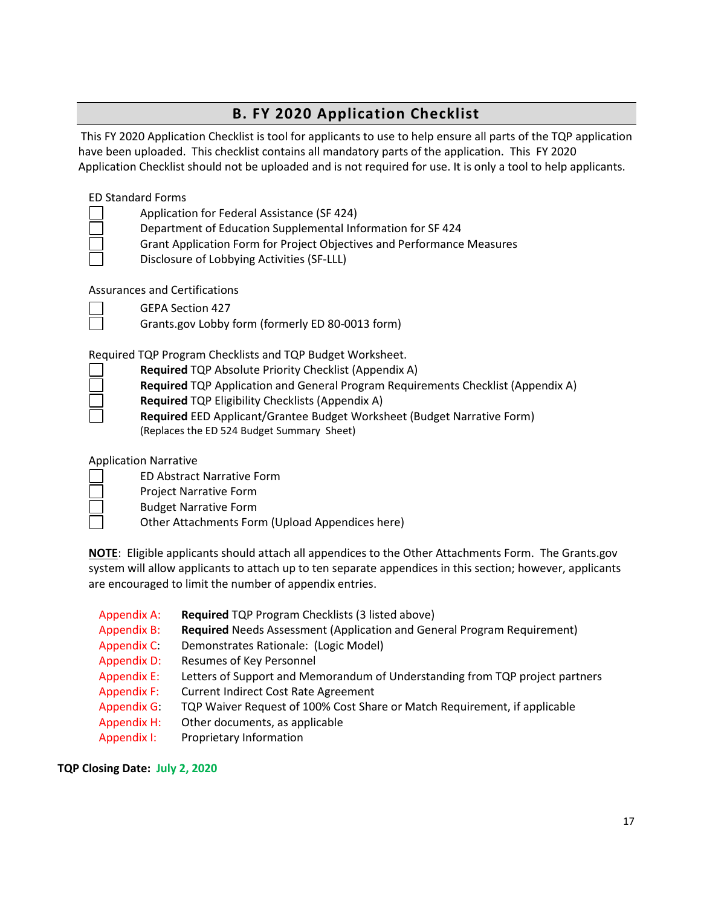## B. FY 2020 Application Checklist

This FY 2020 Application Checklist is tool for applicants to use to help ensure all parts of the TQP application have been uploaded. This checklist contains all mandatory parts of the application. This FY 2020 Application Checklist should not be uploaded and is not required for use. It is only a tool to help applicants.

ED Standard Forms

- [ ] Application for Federal Assistance (SF 424)
- [ ] Department of Education Supplemental Information for SF 424
- [ ] Grant Application Form for Project Objectives and Performance Measures
- [ ] Disclosure of Lobbying Activities (SF-LLL)

Assurances and Certifications

- [ ] GEPA Section 427
- [ ] Grants.gov Lobby form (formerly ED 80-0013 form)

Required TQP Program Checklists and TQP Budget Worksheet.

- [ ] **Required** TQP Absolute Priority Checklist (Appendix A)
- [ ] **Required** TQP Application and General Program Requirements Checklist (Appendix A)
- [ ] **Required** TQP Eligibility Checklists (Appendix A)
- [ ] **Required** EED Applicant/Grantee Budget Worksheet (Budget Narrative Form) (Replaces the ED 524 Budget Summary Sheet)

Application Narrative

- [ ] ED Abstract Narrative Form
- [ ] Project Narrative Form
- [ ] Budget Narrative Form
- [ ] Other Attachments Form (Upload Appendices here)

**NOTE**: Eligible applicants should attach all appendices to the Other Attachments Form. The Grants.gov system will allow applicants to attach up to ten separate appendices in this section; however, applicants are encouraged to limit the number of appendix entries.

Appendix A: **Required** TQP Program Checklists (3 listed above)
Appendix B: **Required** Needs Assessment (Application and General Program Requirement)
Appendix C: Demonstrates Rationale: (Logic Model)
Appendix D: Resumes of Key Personnel
Appendix E: Letters of Support and Memorandum of Understanding from TQP project partners
Appendix F: Current Indirect Cost Rate Agreement
Appendix G: TQP Waiver Request of 100% Cost Share or Match Requirement, if applicable
Appendix H: Other documents, as applicable
Appendix I: Proprietary Information

**TQP Closing Date: July 2, 2020**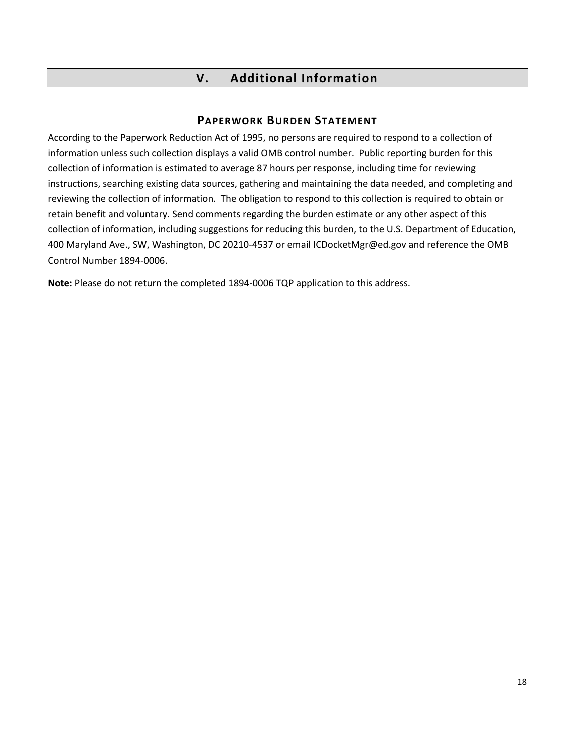# V. Additional Information

## Paperwork Burden Statement

According to the Paperwork Reduction Act of 1995, no persons are required to respond to a collection of information unless such collection displays a valid OMB control number. Public reporting burden for this collection of information is estimated to average 87 hours per response, including time for reviewing instructions, searching existing data sources, gathering and maintaining the data needed, and completing and reviewing the collection of information. The obligation to respond to this collection is required to obtain or retain benefit and voluntary. Send comments regarding the burden estimate or any other aspect of this collection of information, including suggestions for reducing this burden, to the U.S. Department of Education, 400 Maryland Ave., SW, Washington, DC 20210-4537 or email ICDocketMgr@ed.gov and reference the OMB Control Number 1894-0006.

**Note:** Please do not return the completed 1894-0006 TQP application to this address.